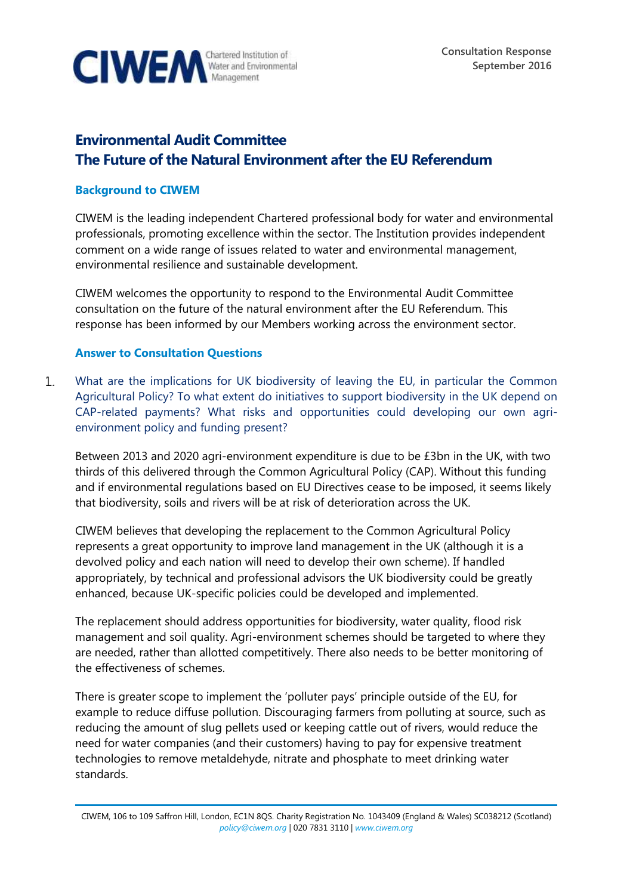CIWEM Chartered Institution of Water and Environmental Management

**Consultation Response**
**September 2016**

# Environmental Audit Committee
# The Future of the Natural Environment after the EU Referendum

## Background to CIWEM

CIWEM is the leading independent Chartered professional body for water and environmental professionals, promoting excellence within the sector. The Institution provides independent comment on a wide range of issues related to water and environmental management, environmental resilience and sustainable development.

CIWEM welcomes the opportunity to respond to the Environmental Audit Committee consultation on the future of the natural environment after the EU Referendum. This response has been informed by our Members working across the environment sector.

## Answer to Consultation Questions

1. What are the implications for UK biodiversity of leaving the EU, in particular the Common Agricultural Policy? To what extent do initiatives to support biodiversity in the UK depend on CAP-related payments? What risks and opportunities could developing our own agri-environment policy and funding present?

Between 2013 and 2020 agri-environment expenditure is due to be £3bn in the UK, with two thirds of this delivered through the Common Agricultural Policy (CAP). Without this funding and if environmental regulations based on EU Directives cease to be imposed, it seems likely that biodiversity, soils and rivers will be at risk of deterioration across the UK.

CIWEM believes that developing the replacement to the Common Agricultural Policy represents a great opportunity to improve land management in the UK (although it is a devolved policy and each nation will need to develop their own scheme). If handled appropriately, by technical and professional advisors the UK biodiversity could be greatly enhanced, because UK-specific policies could be developed and implemented.

The replacement should address opportunities for biodiversity, water quality, flood risk management and soil quality. Agri-environment schemes should be targeted to where they are needed, rather than allotted competitively. There also needs to be better monitoring of the effectiveness of schemes.

There is greater scope to implement the 'polluter pays' principle outside of the EU, for example to reduce diffuse pollution. Discouraging farmers from polluting at source, such as reducing the amount of slug pellets used or keeping cattle out of rivers, would reduce the need for water companies (and their customers) having to pay for expensive treatment technologies to remove metaldehyde, nitrate and phosphate to meet drinking water standards.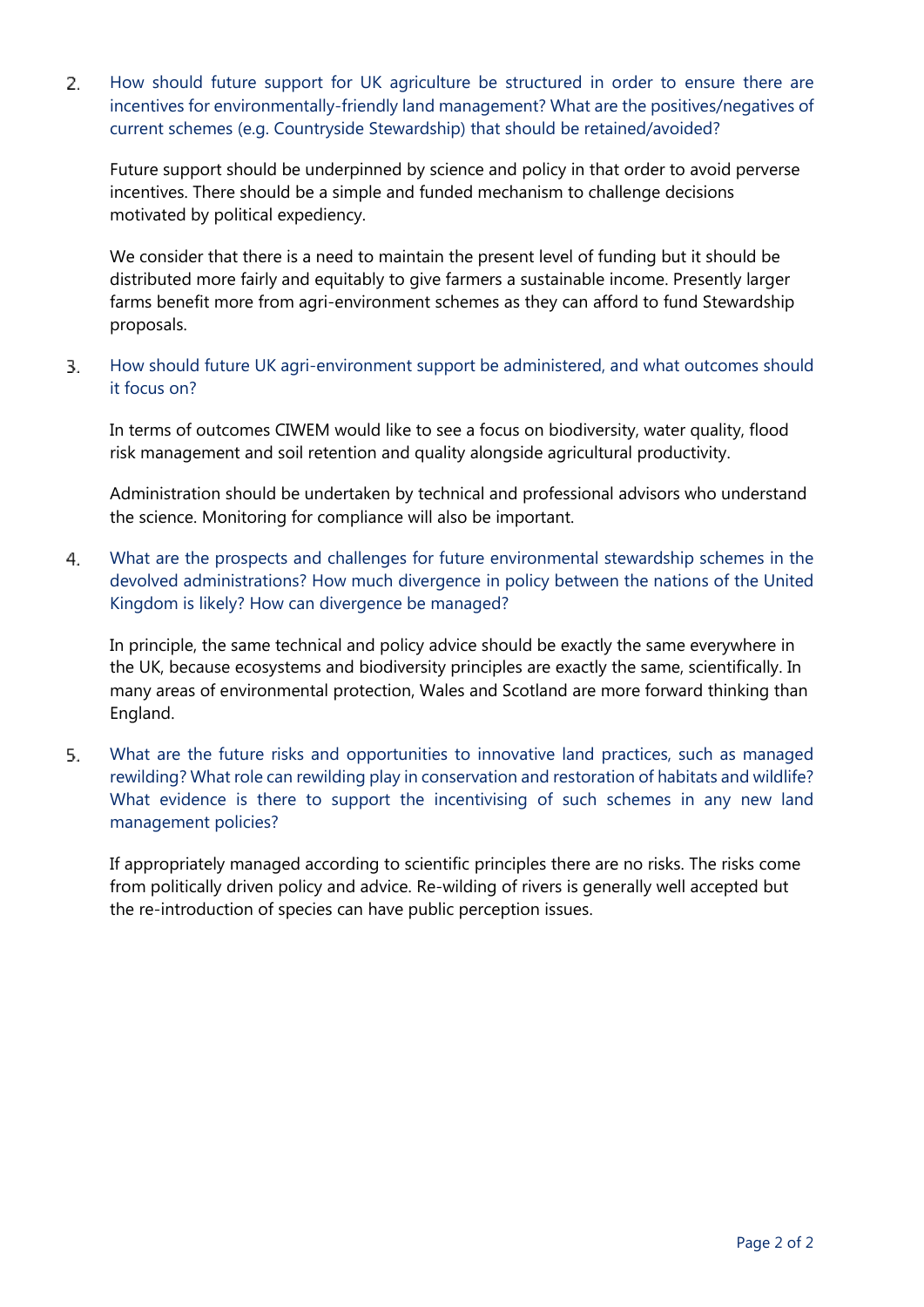2. How should future support for UK agriculture be structured in order to ensure there are incentives for environmentally-friendly land management? What are the positives/negatives of current schemes (e.g. Countryside Stewardship) that should be retained/avoided?

   Future support should be underpinned by science and policy in that order to avoid perverse incentives. There should be a simple and funded mechanism to challenge decisions motivated by political expediency.

   We consider that there is a need to maintain the present level of funding but it should be distributed more fairly and equitably to give farmers a sustainable income. Presently larger farms benefit more from agri-environment schemes as they can afford to fund Stewardship proposals.

3. How should future UK agri-environment support be administered, and what outcomes should it focus on?

   In terms of outcomes CIWEM would like to see a focus on biodiversity, water quality, flood risk management and soil retention and quality alongside agricultural productivity.

   Administration should be undertaken by technical and professional advisors who understand the science. Monitoring for compliance will also be important.

4. What are the prospects and challenges for future environmental stewardship schemes in the devolved administrations? How much divergence in policy between the nations of the United Kingdom is likely? How can divergence be managed?

   In principle, the same technical and policy advice should be exactly the same everywhere in the UK, because ecosystems and biodiversity principles are exactly the same, scientifically. In many areas of environmental protection, Wales and Scotland are more forward thinking than England.

5. What are the future risks and opportunities to innovative land practices, such as managed rewilding? What role can rewilding play in conservation and restoration of habitats and wildlife? What evidence is there to support the incentivising of such schemes in any new land management policies?

   If appropriately managed according to scientific principles there are no risks. The risks come from politically driven policy and advice. Re-wilding of rivers is generally well accepted but the re-introduction of species can have public perception issues.